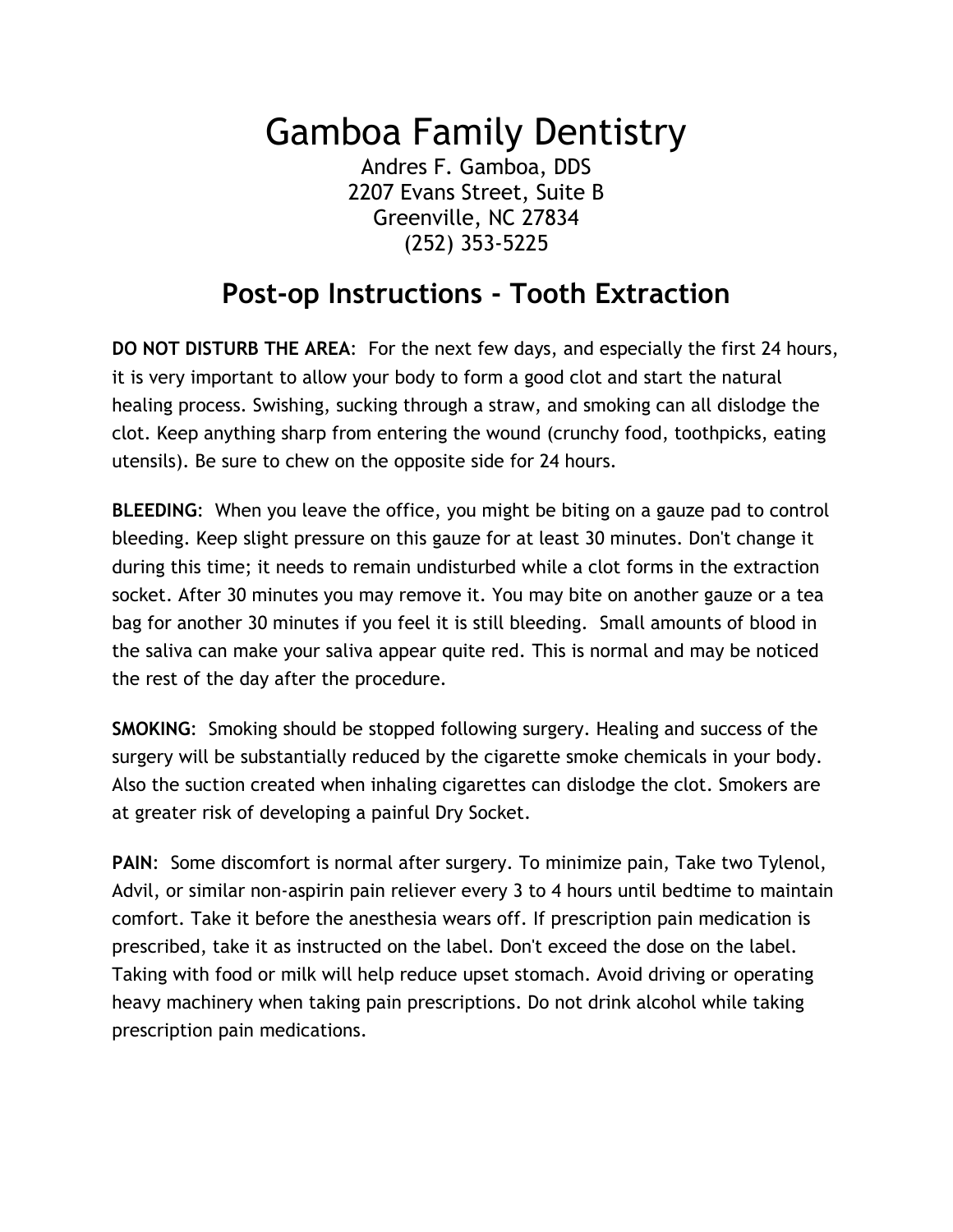# Gamboa Family Dentistry

Andres F. Gamboa, DDS
2207 Evans Street, Suite B
Greenville, NC 27834
(252) 353-5225

## Post-op Instructions - Tooth Extraction

**DO NOT DISTURB THE AREA**: For the next few days, and especially the first 24 hours, it is very important to allow your body to form a good clot and start the natural healing process. Swishing, sucking through a straw, and smoking can all dislodge the clot. Keep anything sharp from entering the wound (crunchy food, toothpicks, eating utensils). Be sure to chew on the opposite side for 24 hours.

**BLEEDING**: When you leave the office, you might be biting on a gauze pad to control bleeding. Keep slight pressure on this gauze for at least 30 minutes. Don't change it during this time; it needs to remain undisturbed while a clot forms in the extraction socket. After 30 minutes you may remove it. You may bite on another gauze or a tea bag for another 30 minutes if you feel it is still bleeding. Small amounts of blood in the saliva can make your saliva appear quite red. This is normal and may be noticed the rest of the day after the procedure.

**SMOKING**: Smoking should be stopped following surgery. Healing and success of the surgery will be substantially reduced by the cigarette smoke chemicals in your body. Also the suction created when inhaling cigarettes can dislodge the clot. Smokers are at greater risk of developing a painful Dry Socket.

**PAIN**: Some discomfort is normal after surgery. To minimize pain, Take two Tylenol, Advil, or similar non-aspirin pain reliever every 3 to 4 hours until bedtime to maintain comfort. Take it before the anesthesia wears off. If prescription pain medication is prescribed, take it as instructed on the label. Don't exceed the dose on the label. Taking with food or milk will help reduce upset stomach. Avoid driving or operating heavy machinery when taking pain prescriptions. Do not drink alcohol while taking prescription pain medications.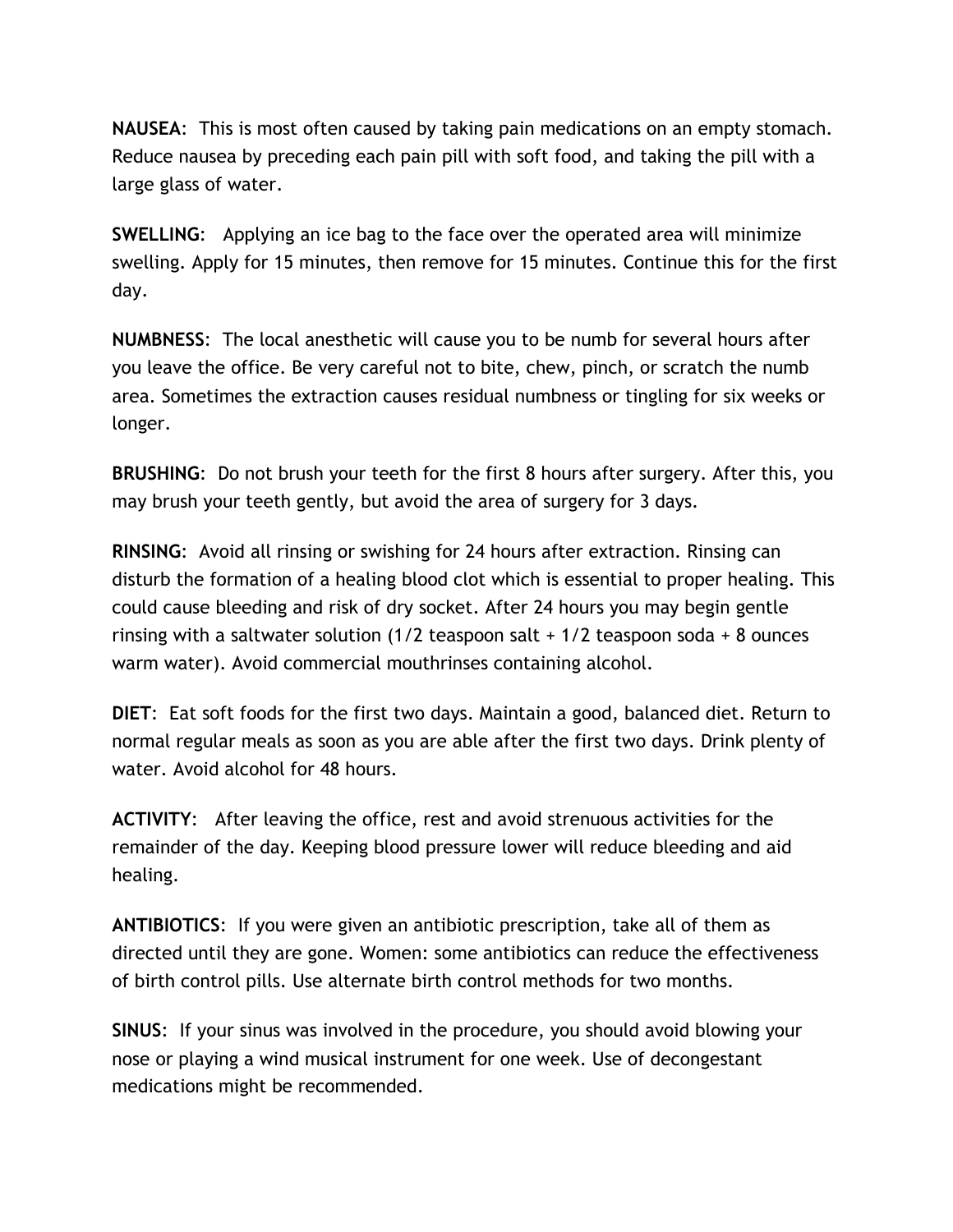**NAUSEA**: This is most often caused by taking pain medications on an empty stomach. Reduce nausea by preceding each pain pill with soft food, and taking the pill with a large glass of water.

**SWELLING**: Applying an ice bag to the face over the operated area will minimize swelling. Apply for 15 minutes, then remove for 15 minutes. Continue this for the first day.

**NUMBNESS**: The local anesthetic will cause you to be numb for several hours after you leave the office. Be very careful not to bite, chew, pinch, or scratch the numb area. Sometimes the extraction causes residual numbness or tingling for six weeks or longer.

**BRUSHING**: Do not brush your teeth for the first 8 hours after surgery. After this, you may brush your teeth gently, but avoid the area of surgery for 3 days.

**RINSING**: Avoid all rinsing or swishing for 24 hours after extraction. Rinsing can disturb the formation of a healing blood clot which is essential to proper healing. This could cause bleeding and risk of dry socket. After 24 hours you may begin gentle rinsing with a saltwater solution (1/2 teaspoon salt + 1/2 teaspoon soda + 8 ounces warm water). Avoid commercial mouthrinses containing alcohol.

**DIET**: Eat soft foods for the first two days. Maintain a good, balanced diet. Return to normal regular meals as soon as you are able after the first two days. Drink plenty of water. Avoid alcohol for 48 hours.

**ACTIVITY**: After leaving the office, rest and avoid strenuous activities for the remainder of the day. Keeping blood pressure lower will reduce bleeding and aid healing.

**ANTIBIOTICS**: If you were given an antibiotic prescription, take all of them as directed until they are gone. Women: some antibiotics can reduce the effectiveness of birth control pills. Use alternate birth control methods for two months.

**SINUS**: If your sinus was involved in the procedure, you should avoid blowing your nose or playing a wind musical instrument for one week. Use of decongestant medications might be recommended.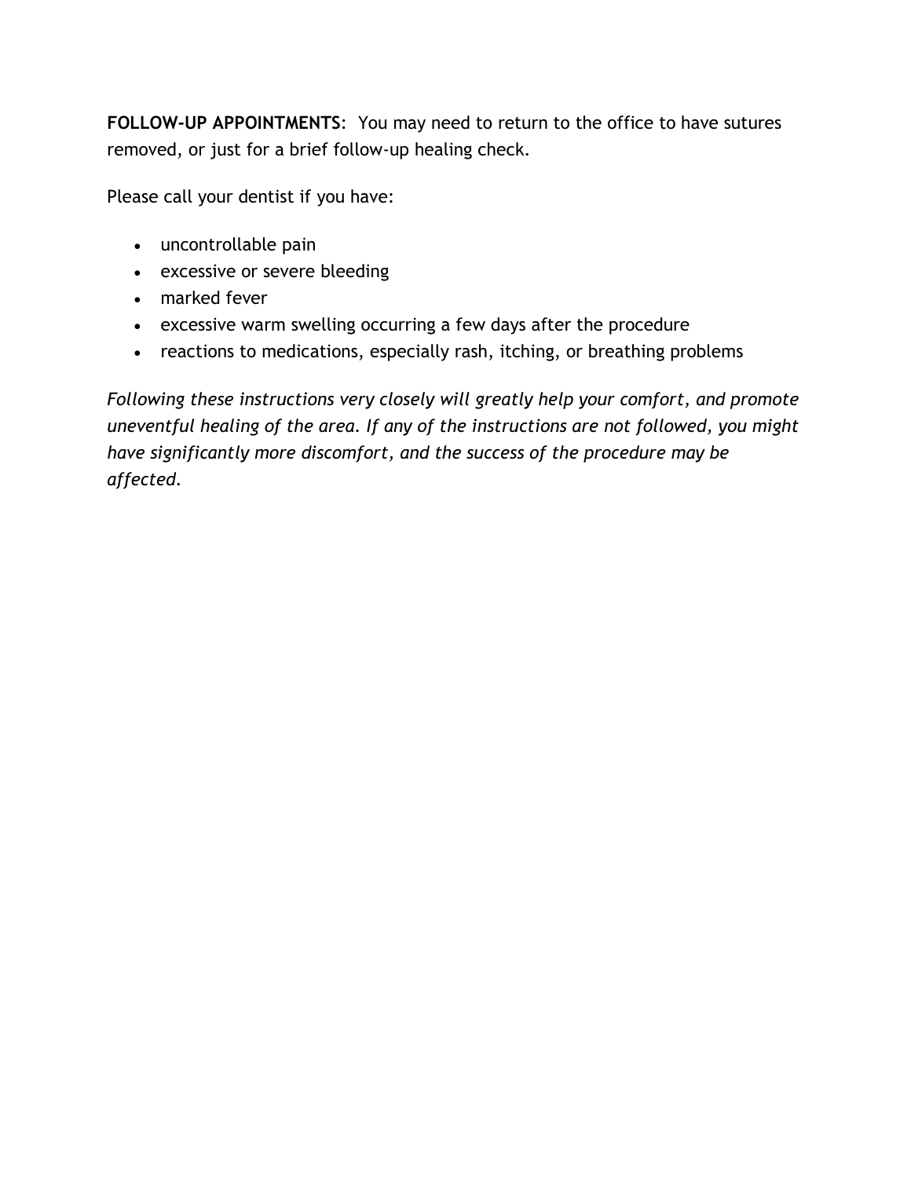**FOLLOW-UP APPOINTMENTS**: You may need to return to the office to have sutures removed, or just for a brief follow-up healing check.

Please call your dentist if you have:

- uncontrollable pain
- excessive or severe bleeding
- marked fever
- excessive warm swelling occurring a few days after the procedure
- reactions to medications, especially rash, itching, or breathing problems

*Following these instructions very closely will greatly help your comfort, and promote uneventful healing of the area. If any of the instructions are not followed, you might have significantly more discomfort, and the success of the procedure may be affected.*